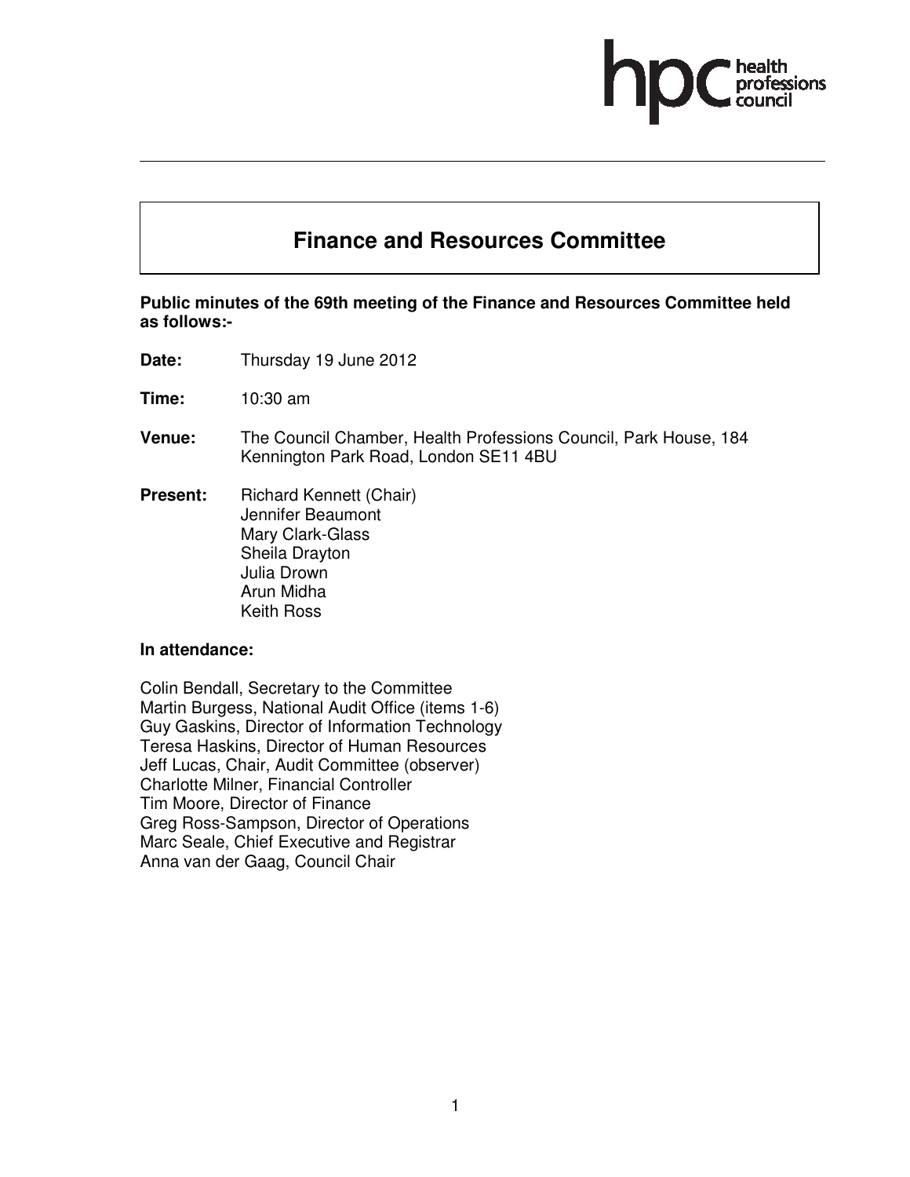# Finance and Resources Committee

**Public minutes of the 69th meeting of the Finance and Resources Committee held as follows:-**

**Date:** Thursday 19 June 2012

**Time:** 10:30 am

**Venue:** The Council Chamber, Health Professions Council, Park House, 184 Kennington Park Road, London SE11 4BU

**Present:** Richard Kennett (Chair)
Jennifer Beaumont
Mary Clark-Glass
Sheila Drayton
Julia Drown
Arun Midha
Keith Ross

**In attendance:**

Colin Bendall, Secretary to the Committee
Martin Burgess, National Audit Office (items 1-6)
Guy Gaskins, Director of Information Technology
Teresa Haskins, Director of Human Resources
Jeff Lucas, Chair, Audit Committee (observer)
Charlotte Milner, Financial Controller
Tim Moore, Director of Finance
Greg Ross-Sampson, Director of Operations
Marc Seale, Chief Executive and Registrar
Anna van der Gaag, Council Chair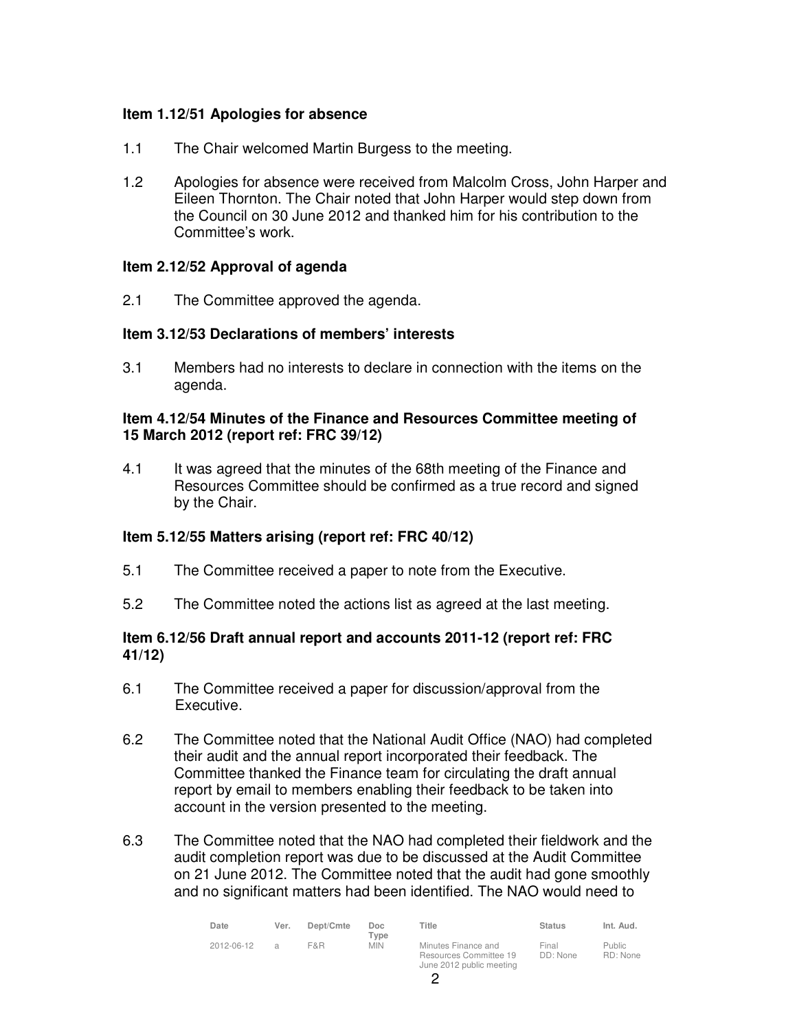### Item 1.12/51 Apologies for absence

1.1 The Chair welcomed Martin Burgess to the meeting.

1.2 Apologies for absence were received from Malcolm Cross, John Harper and Eileen Thornton. The Chair noted that John Harper would step down from the Council on 30 June 2012 and thanked him for his contribution to the Committee's work.

### Item 2.12/52 Approval of agenda

2.1 The Committee approved the agenda.

### Item 3.12/53 Declarations of members' interests

3.1 Members had no interests to declare in connection with the items on the agenda.

### Item 4.12/54 Minutes of the Finance and Resources Committee meeting of 15 March 2012 (report ref: FRC 39/12)

4.1 It was agreed that the minutes of the 68th meeting of the Finance and Resources Committee should be confirmed as a true record and signed by the Chair.

### Item 5.12/55 Matters arising (report ref: FRC 40/12)

5.1 The Committee received a paper to note from the Executive.

5.2 The Committee noted the actions list as agreed at the last meeting.

### Item 6.12/56 Draft annual report and accounts 2011-12 (report ref: FRC 41/12)

6.1 The Committee received a paper for discussion/approval from the Executive.

6.2 The Committee noted that the National Audit Office (NAO) had completed their audit and the annual report incorporated their feedback. The Committee thanked the Finance team for circulating the draft annual report by email to members enabling their feedback to be taken into account in the version presented to the meeting.

6.3 The Committee noted that the NAO had completed their fieldwork and the audit completion report was due to be discussed at the Audit Committee on 21 June 2012. The Committee noted that the audit had gone smoothly and no significant matters had been identified. The NAO would need to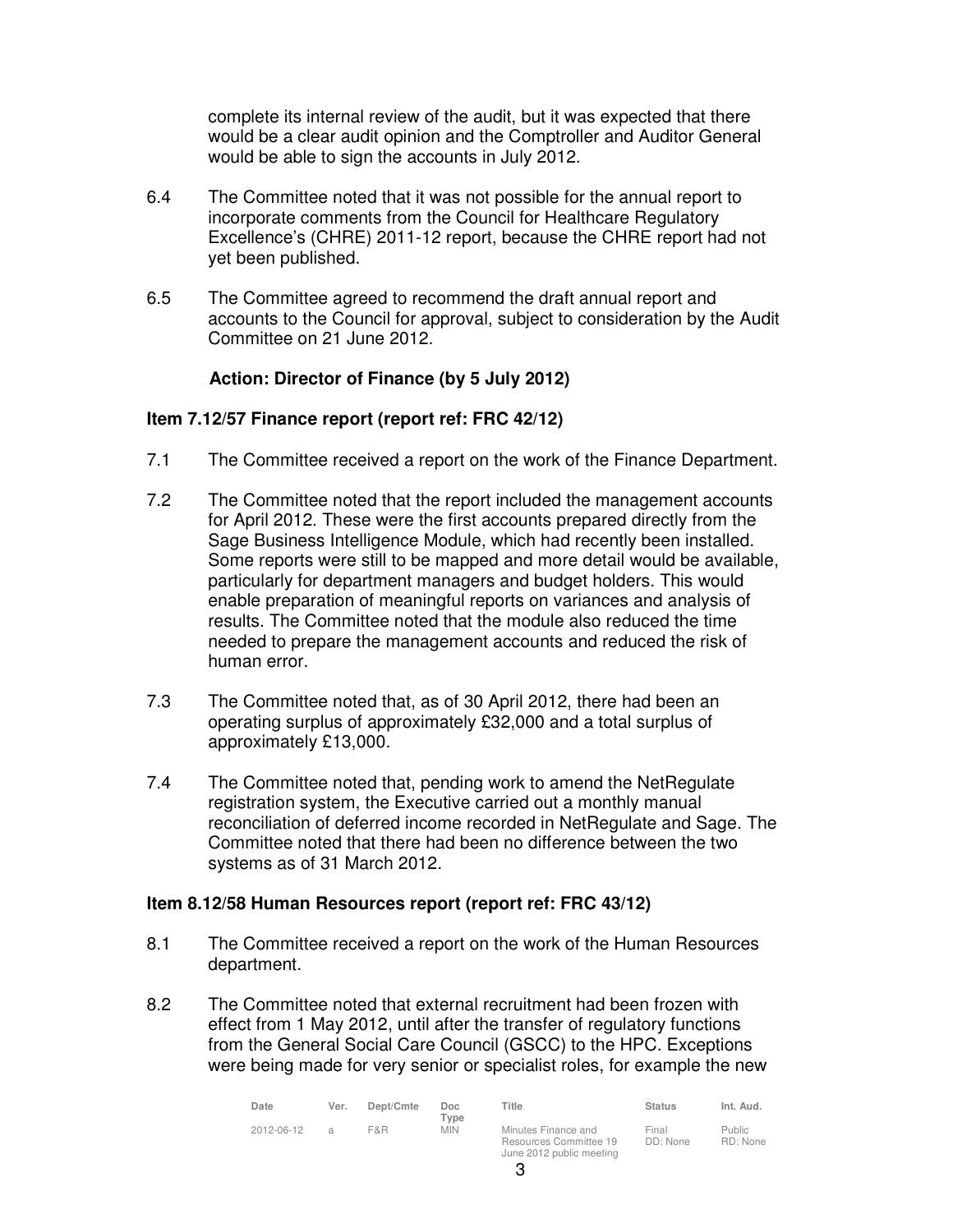complete its internal review of the audit, but it was expected that there would be a clear audit opinion and the Comptroller and Auditor General would be able to sign the accounts in July 2012.

6.4 The Committee noted that it was not possible for the annual report to incorporate comments from the Council for Healthcare Regulatory Excellence's (CHRE) 2011-12 report, because the CHRE report had not yet been published.

6.5 The Committee agreed to recommend the draft annual report and accounts to the Council for approval, subject to consideration by the Audit Committee on 21 June 2012.

**Action: Director of Finance (by 5 July 2012)**

**Item 7.12/57 Finance report (report ref: FRC 42/12)**

7.1 The Committee received a report on the work of the Finance Department.

7.2 The Committee noted that the report included the management accounts for April 2012. These were the first accounts prepared directly from the Sage Business Intelligence Module, which had recently been installed. Some reports were still to be mapped and more detail would be available, particularly for department managers and budget holders. This would enable preparation of meaningful reports on variances and analysis of results. The Committee noted that the module also reduced the time needed to prepare the management accounts and reduced the risk of human error.

7.3 The Committee noted that, as of 30 April 2012, there had been an operating surplus of approximately £32,000 and a total surplus of approximately £13,000.

7.4 The Committee noted that, pending work to amend the NetRegulate registration system, the Executive carried out a monthly manual reconciliation of deferred income recorded in NetRegulate and Sage. The Committee noted that there had been no difference between the two systems as of 31 March 2012.

**Item 8.12/58 Human Resources report (report ref: FRC 43/12)**

8.1 The Committee received a report on the work of the Human Resources department.

8.2 The Committee noted that external recruitment had been frozen with effect from 1 May 2012, until after the transfer of regulatory functions from the General Social Care Council (GSCC) to the HPC. Exceptions were being made for very senior or specialist roles, for example the new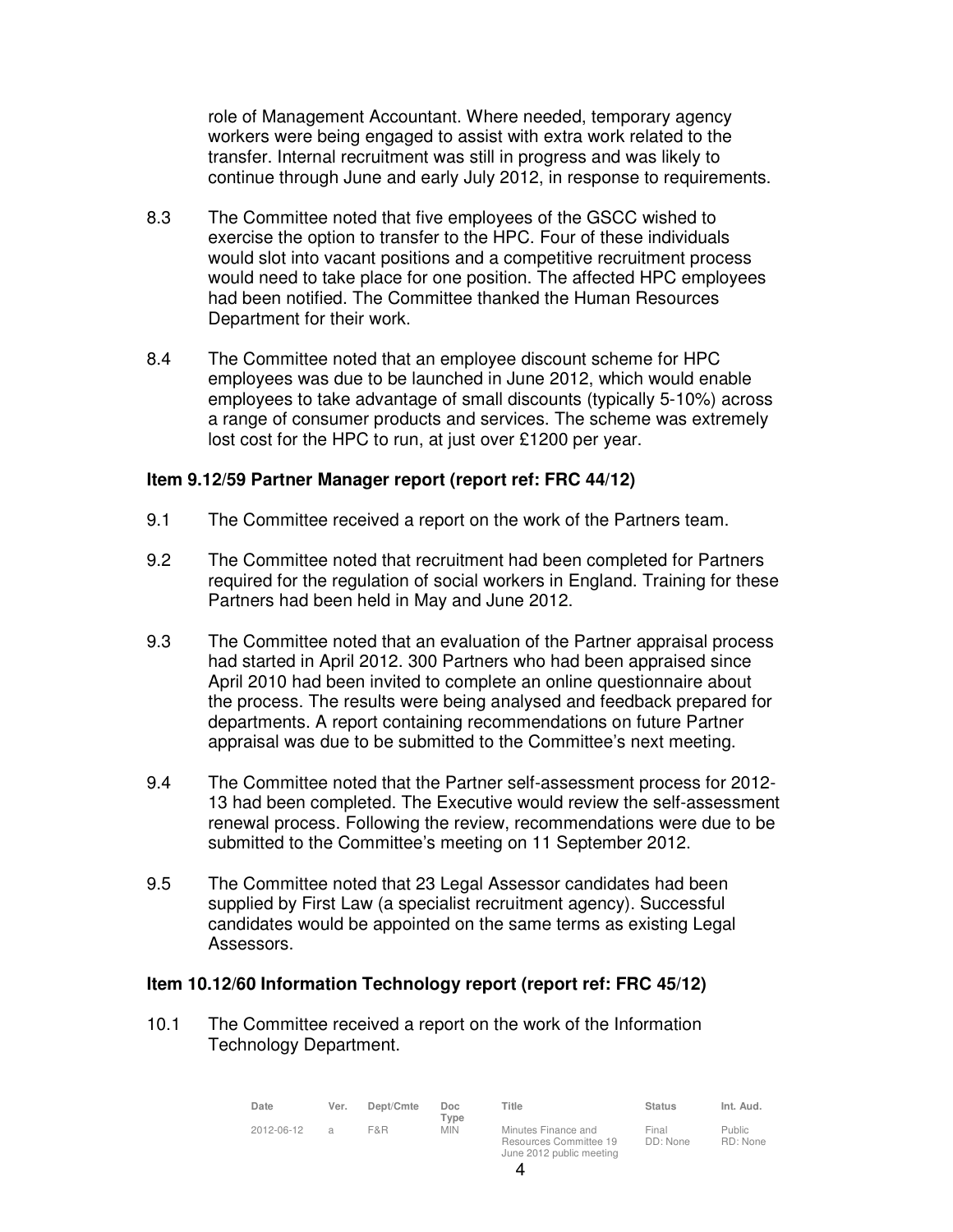role of Management Accountant. Where needed, temporary agency workers were being engaged to assist with extra work related to the transfer. Internal recruitment was still in progress and was likely to continue through June and early July 2012, in response to requirements.

8.3 The Committee noted that five employees of the GSCC wished to exercise the option to transfer to the HPC. Four of these individuals would slot into vacant positions and a competitive recruitment process would need to take place for one position. The affected HPC employees had been notified. The Committee thanked the Human Resources Department for their work.

8.4 The Committee noted that an employee discount scheme for HPC employees was due to be launched in June 2012, which would enable employees to take advantage of small discounts (typically 5-10%) across a range of consumer products and services. The scheme was extremely lost cost for the HPC to run, at just over £1200 per year.

**Item 9.12/59 Partner Manager report (report ref: FRC 44/12)**

9.1 The Committee received a report on the work of the Partners team.

9.2 The Committee noted that recruitment had been completed for Partners required for the regulation of social workers in England. Training for these Partners had been held in May and June 2012.

9.3 The Committee noted that an evaluation of the Partner appraisal process had started in April 2012. 300 Partners who had been appraised since April 2010 had been invited to complete an online questionnaire about the process. The results were being analysed and feedback prepared for departments. A report containing recommendations on future Partner appraisal was due to be submitted to the Committee's next meeting.

9.4 The Committee noted that the Partner self-assessment process for 2012-13 had been completed. The Executive would review the self-assessment renewal process. Following the review, recommendations were due to be submitted to the Committee's meeting on 11 September 2012.

9.5 The Committee noted that 23 Legal Assessor candidates had been supplied by First Law (a specialist recruitment agency). Successful candidates would be appointed on the same terms as existing Legal Assessors.

**Item 10.12/60 Information Technology report (report ref: FRC 45/12)**

10.1 The Committee received a report on the work of the Information Technology Department.

| Date | Ver. | Dept/Cmte | Doc Type | Title | Status | Int. Aud. |
|---|---|---|---|---|---|---|
| 2012-06-12 | a | F&R | MIN | Minutes Finance and Resources Committee 19 June 2012 public meeting | Final DD: None | Public RD: None |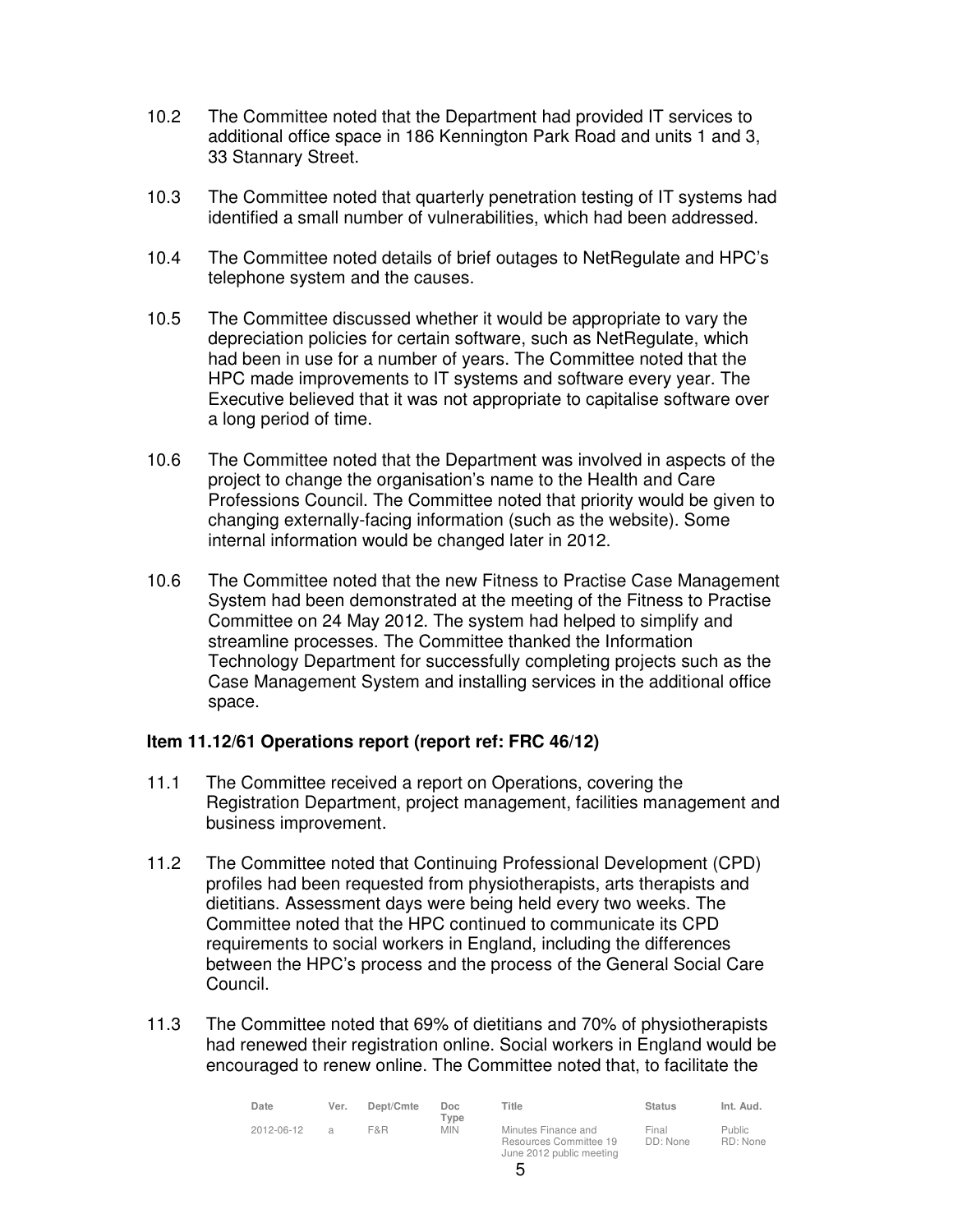10.2 The Committee noted that the Department had provided IT services to additional office space in 186 Kennington Park Road and units 1 and 3, 33 Stannary Street.

10.3 The Committee noted that quarterly penetration testing of IT systems had identified a small number of vulnerabilities, which had been addressed.

10.4 The Committee noted details of brief outages to NetRegulate and HPC's telephone system and the causes.

10.5 The Committee discussed whether it would be appropriate to vary the depreciation policies for certain software, such as NetRegulate, which had been in use for a number of years. The Committee noted that the HPC made improvements to IT systems and software every year. The Executive believed that it was not appropriate to capitalise software over a long period of time.

10.6 The Committee noted that the Department was involved in aspects of the project to change the organisation's name to the Health and Care Professions Council. The Committee noted that priority would be given to changing externally-facing information (such as the website). Some internal information would be changed later in 2012.

10.6 The Committee noted that the new Fitness to Practise Case Management System had been demonstrated at the meeting of the Fitness to Practise Committee on 24 May 2012. The system had helped to simplify and streamline processes. The Committee thanked the Information Technology Department for successfully completing projects such as the Case Management System and installing services in the additional office space.

**Item 11.12/61 Operations report (report ref: FRC 46/12)**

11.1 The Committee received a report on Operations, covering the Registration Department, project management, facilities management and business improvement.

11.2 The Committee noted that Continuing Professional Development (CPD) profiles had been requested from physiotherapists, arts therapists and dietitians. Assessment days were being held every two weeks. The Committee noted that the HPC continued to communicate its CPD requirements to social workers in England, including the differences between the HPC's process and the process of the General Social Care Council.

11.3 The Committee noted that 69% of dietitians and 70% of physiotherapists had renewed their registration online. Social workers in England would be encouraged to renew online. The Committee noted that, to facilitate the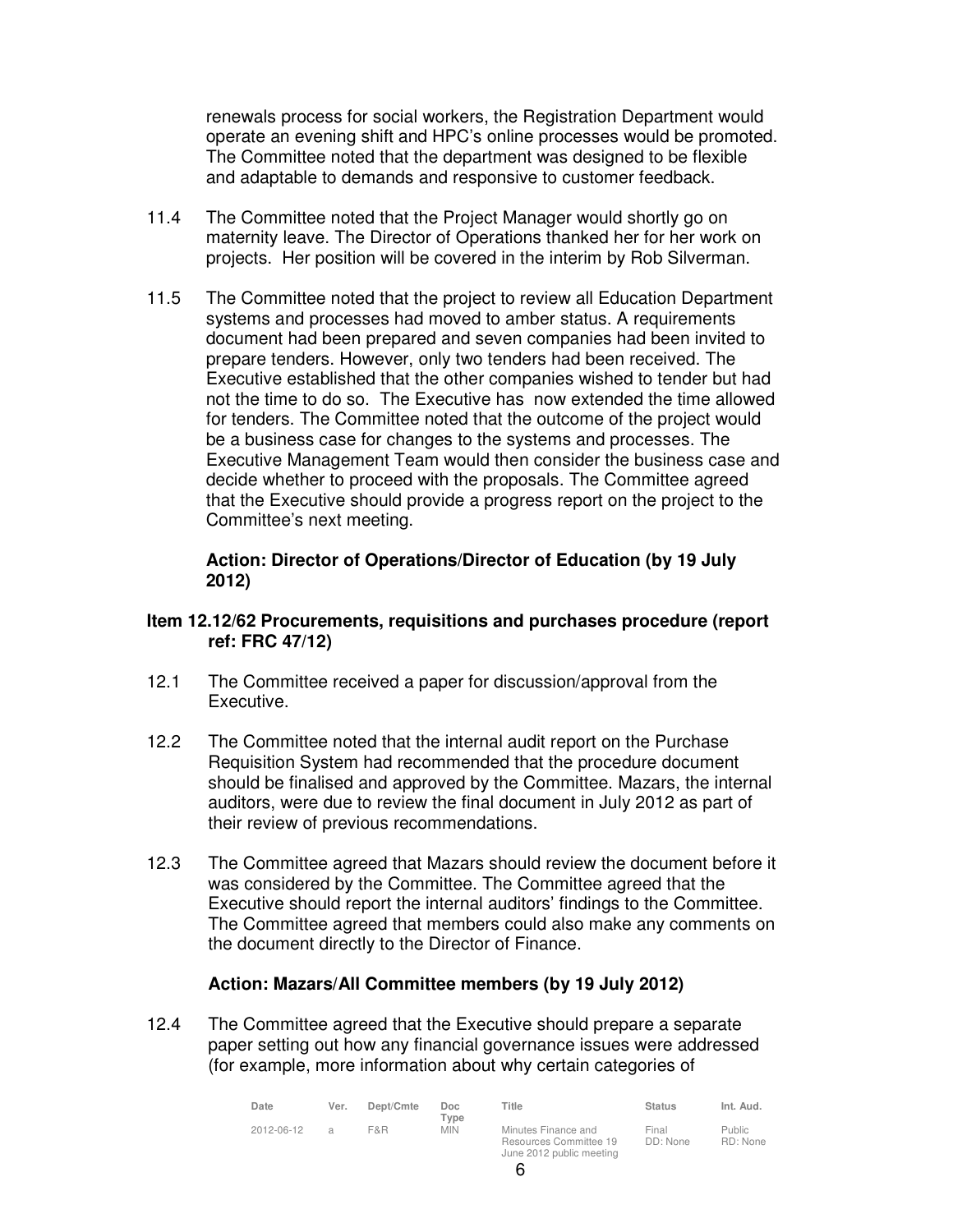renewals process for social workers, the Registration Department would operate an evening shift and HPC's online processes would be promoted. The Committee noted that the department was designed to be flexible and adaptable to demands and responsive to customer feedback.

11.4 The Committee noted that the Project Manager would shortly go on maternity leave. The Director of Operations thanked her for her work on projects. Her position will be covered in the interim by Rob Silverman.

11.5 The Committee noted that the project to review all Education Department systems and processes had moved to amber status. A requirements document had been prepared and seven companies had been invited to prepare tenders. However, only two tenders had been received. The Executive established that the other companies wished to tender but had not the time to do so. The Executive has now extended the time allowed for tenders. The Committee noted that the outcome of the project would be a business case for changes to the systems and processes. The Executive Management Team would then consider the business case and decide whether to proceed with the proposals. The Committee agreed that the Executive should provide a progress report on the project to the Committee's next meeting.

**Action: Director of Operations/Director of Education (by 19 July 2012)**

**Item 12.12/62 Procurements, requisitions and purchases procedure (report ref: FRC 47/12)**

12.1 The Committee received a paper for discussion/approval from the Executive.

12.2 The Committee noted that the internal audit report on the Purchase Requisition System had recommended that the procedure document should be finalised and approved by the Committee. Mazars, the internal auditors, were due to review the final document in July 2012 as part of their review of previous recommendations.

12.3 The Committee agreed that Mazars should review the document before it was considered by the Committee. The Committee agreed that the Executive should report the internal auditors' findings to the Committee. The Committee agreed that members could also make any comments on the document directly to the Director of Finance.

**Action: Mazars/All Committee members (by 19 July 2012)**

12.4 The Committee agreed that the Executive should prepare a separate paper setting out how any financial governance issues were addressed (for example, more information about why certain categories of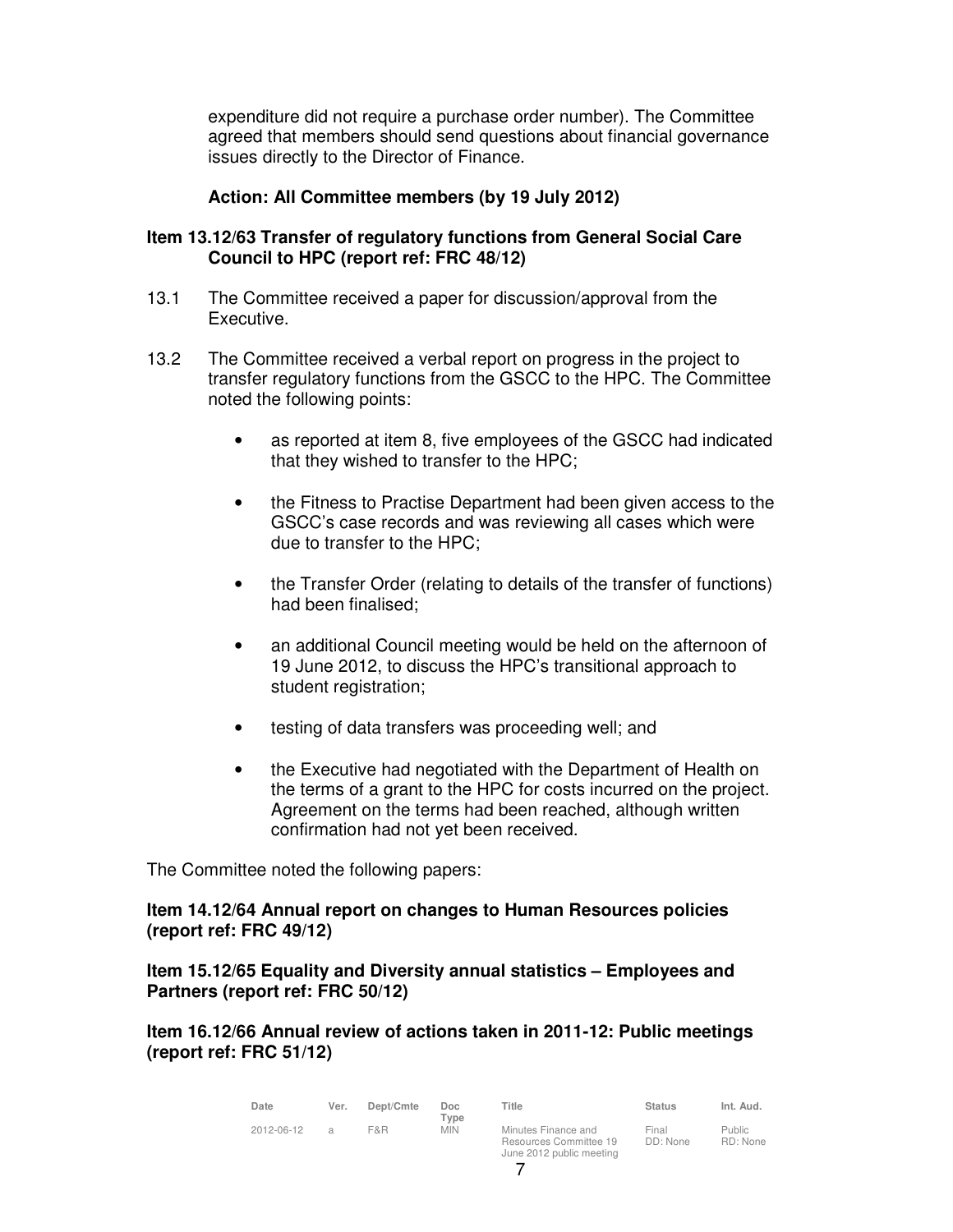expenditure did not require a purchase order number). The Committee agreed that members should send questions about financial governance issues directly to the Director of Finance.

**Action: All Committee members (by 19 July 2012)**

**Item 13.12/63 Transfer of regulatory functions from General Social Care Council to HPC (report ref: FRC 48/12)**

13.1 The Committee received a paper for discussion/approval from the Executive.

13.2 The Committee received a verbal report on progress in the project to transfer regulatory functions from the GSCC to the HPC. The Committee noted the following points:

- as reported at item 8, five employees of the GSCC had indicated that they wished to transfer to the HPC;
- the Fitness to Practise Department had been given access to the GSCC's case records and was reviewing all cases which were due to transfer to the HPC;
- the Transfer Order (relating to details of the transfer of functions) had been finalised;
- an additional Council meeting would be held on the afternoon of 19 June 2012, to discuss the HPC's transitional approach to student registration;
- testing of data transfers was proceeding well; and
- the Executive had negotiated with the Department of Health on the terms of a grant to the HPC for costs incurred on the project. Agreement on the terms had been reached, although written confirmation had not yet been received.

The Committee noted the following papers:

**Item 14.12/64 Annual report on changes to Human Resources policies (report ref: FRC 49/12)**

**Item 15.12/65 Equality and Diversity annual statistics – Employees and Partners (report ref: FRC 50/12)**

**Item 16.12/66 Annual review of actions taken in 2011-12: Public meetings (report ref: FRC 51/12)**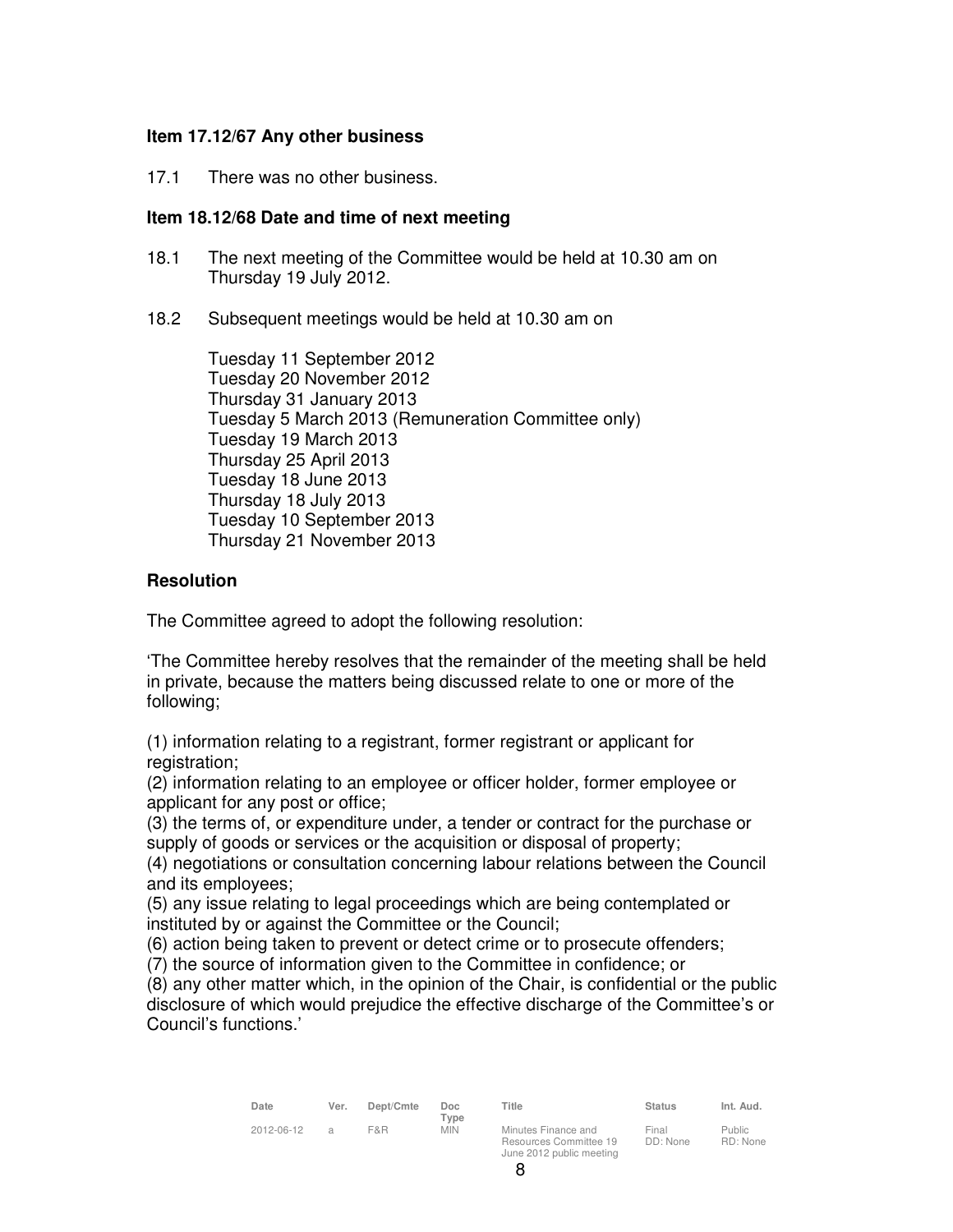**Item 17.12/67 Any other business**

17.1 There was no other business.

**Item 18.12/68 Date and time of next meeting**

18.1 The next meeting of the Committee would be held at 10.30 am on Thursday 19 July 2012.

18.2 Subsequent meetings would be held at 10.30 am on

Tuesday 11 September 2012
Tuesday 20 November 2012
Thursday 31 January 2013
Tuesday 5 March 2013 (Remuneration Committee only)
Tuesday 19 March 2013
Thursday 25 April 2013
Tuesday 18 June 2013
Thursday 18 July 2013
Tuesday 10 September 2013
Thursday 21 November 2013

**Resolution**

The Committee agreed to adopt the following resolution:

'The Committee hereby resolves that the remainder of the meeting shall be held in private, because the matters being discussed relate to one or more of the following;

(1) information relating to a registrant, former registrant or applicant for registration;
(2) information relating to an employee or officer holder, former employee or applicant for any post or office;
(3) the terms of, or expenditure under, a tender or contract for the purchase or supply of goods or services or the acquisition or disposal of property;
(4) negotiations or consultation concerning labour relations between the Council and its employees;
(5) any issue relating to legal proceedings which are being contemplated or instituted by or against the Committee or the Council;
(6) action being taken to prevent or detect crime or to prosecute offenders;
(7) the source of information given to the Committee in confidence; or
(8) any other matter which, in the opinion of the Chair, is confidential or the public disclosure of which would prejudice the effective discharge of the Committee's or Council's functions.'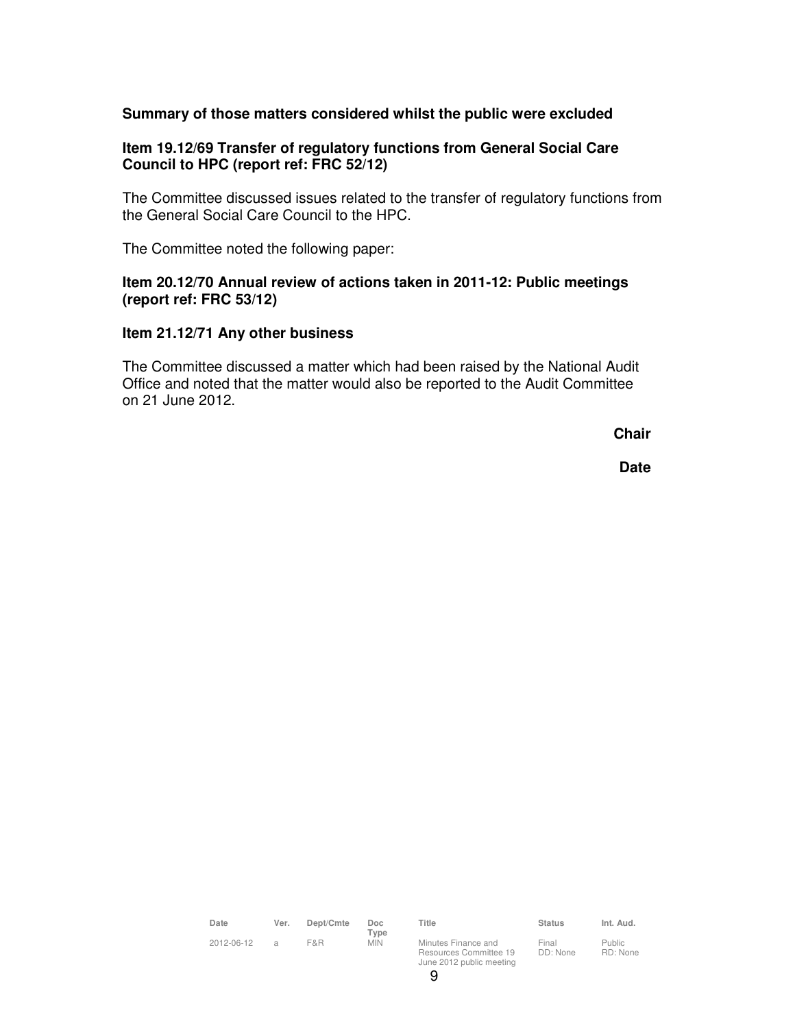**Summary of those matters considered whilst the public were excluded**

**Item 19.12/69 Transfer of regulatory functions from General Social Care Council to HPC (report ref: FRC 52/12)**

The Committee discussed issues related to the transfer of regulatory functions from the General Social Care Council to the HPC.

The Committee noted the following paper:

**Item 20.12/70 Annual review of actions taken in 2011-12: Public meetings (report ref: FRC 53/12)**

**Item 21.12/71 Any other business**

The Committee discussed a matter which had been raised by the National Audit Office and noted that the matter would also be reported to the Audit Committee on 21 June 2012.

**Chair**

**Date**